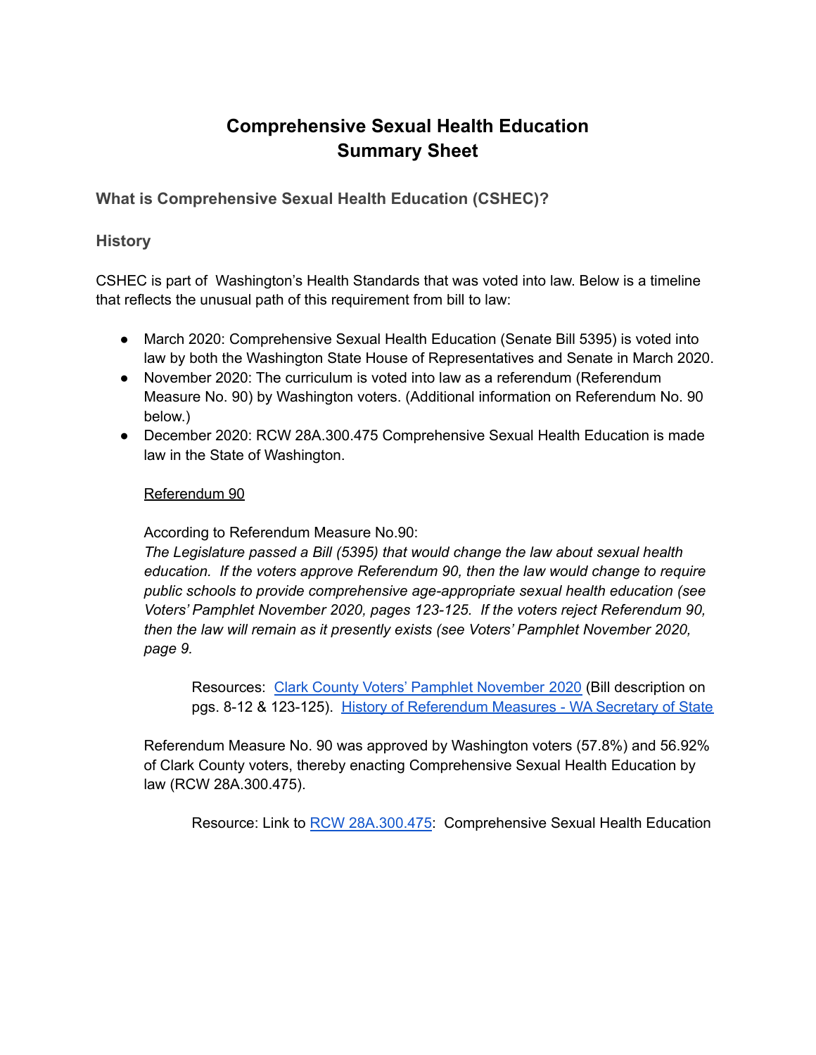# Comprehensive Sexual Health Education Summary Sheet

### What is Comprehensive Sexual Health Education (CSHEC)?

### History

CSHEC is part of  Washington's Health Standards that was voted into law. Below is a timeline that reflects the unusual path of this requirement from bill to law:

- March 2020: Comprehensive Sexual Health Education (Senate Bill 5395) is voted into law by both the Washington State House of Representatives and Senate in March 2020.
- November 2020: The curriculum is voted into law as a referendum (Referendum Measure No. 90) by Washington voters. (Additional information on Referendum No. 90 below.)
- December 2020: RCW 28A.300.475 Comprehensive Sexual Health Education is made law in the State of Washington.

<u>Referendum 90</u>

According to Referendum Measure No.90:
*The Legislature passed a Bill (5395) that would change the law about sexual health education.  If the voters approve Referendum 90, then the law would change to require public schools to provide comprehensive age-appropriate sexual health education (see Voters' Pamphlet November 2020, pages 123-125.  If the voters reject Referendum 90, then the law will remain as it presently exists (see Voters' Pamphlet November 2020, page 9.*

> Resources:  [Clark County Voters' Pamphlet November 2020](#) (Bill description on pgs. 8-12 & 123-125).  [History of Referendum Measures - WA Secretary of State](#)

Referendum Measure No. 90 was approved by Washington voters (57.8%) and 56.92% of Clark County voters, thereby enacting Comprehensive Sexual Health Education by law (RCW 28A.300.475).

> Resource: Link to [RCW 28A.300.475](#):  Comprehensive Sexual Health Education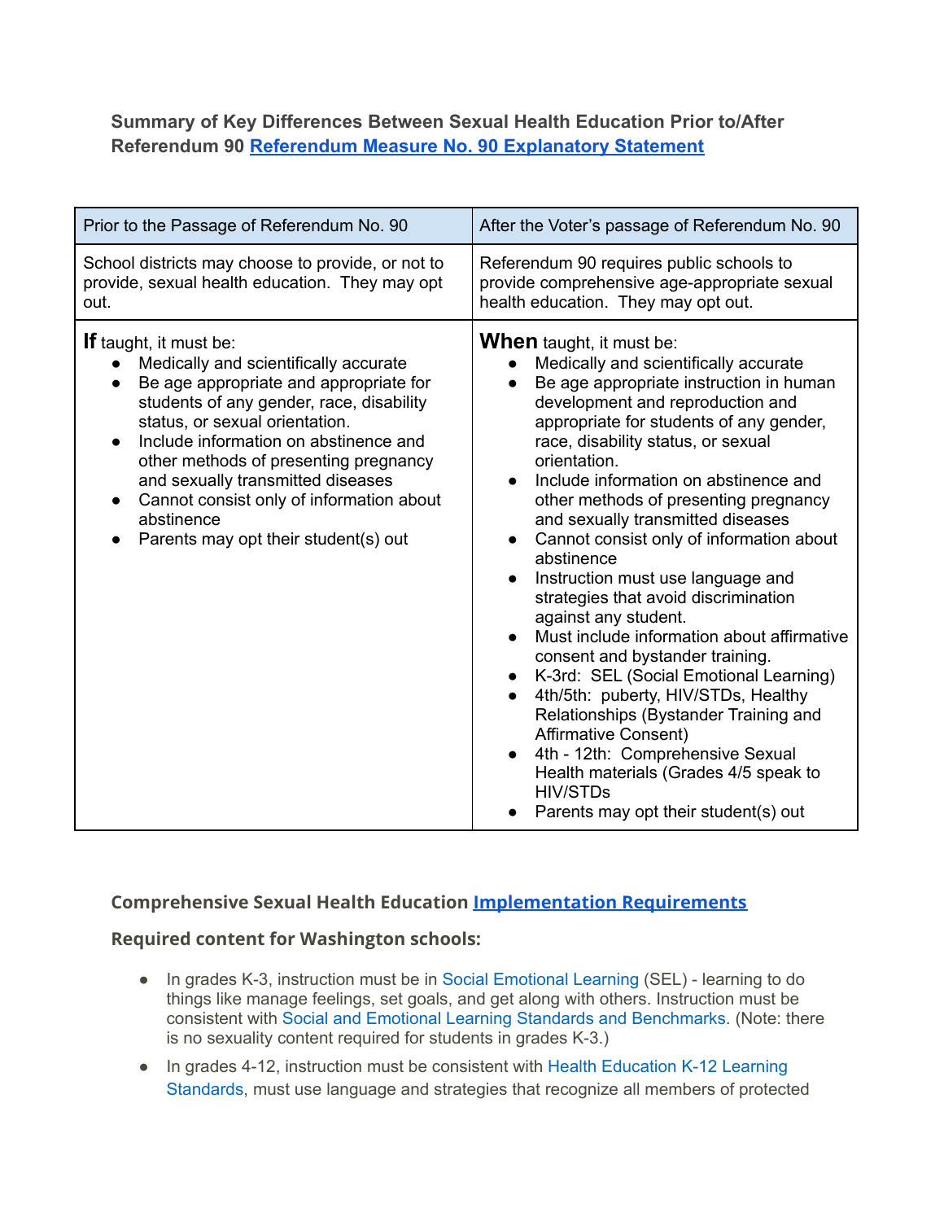**Summary of Key Differences Between Sexual Health Education Prior to/After Referendum 90 [Referendum Measure No. 90 Explanatory Statement]**

| Prior to the Passage of Referendum No. 90 | After the Voter's passage of Referendum No. 90 |
|---|---|
| School districts may choose to provide, or not to provide, sexual health education. They may opt out. | Referendum 90 requires public schools to provide comprehensive age-appropriate sexual health education. They may opt out. |
| **If** taught, it must be:<br>● Medically and scientifically accurate<br>● Be age appropriate and appropriate for students of any gender, race, disability status, or sexual orientation.<br>● Include information on abstinence and other methods of presenting pregnancy and sexually transmitted diseases<br>● Cannot consist only of information about abstinence<br>● Parents may opt their student(s) out | **When** taught, it must be:<br>● Medically and scientifically accurate<br>● Be age appropriate instruction in human development and reproduction and appropriate for students of any gender, race, disability status, or sexual orientation.<br>● Include information on abstinence and other methods of presenting pregnancy and sexually transmitted diseases<br>● Cannot consist only of information about abstinence<br>● Instruction must use language and strategies that avoid discrimination against any student.<br>● Must include information about affirmative consent and bystander training.<br>● K-3rd: SEL (Social Emotional Learning)<br>● 4th/5th: puberty, HIV/STDs, Healthy Relationships (Bystander Training and Affirmative Consent)<br>● 4th - 12th: Comprehensive Sexual Health materials (Grades 4/5 speak to HIV/STDs<br>● Parents may opt their student(s) out |

### Comprehensive Sexual Health Education Implementation Requirements

### Required content for Washington schools:

- In grades K-3, instruction must be in Social Emotional Learning (SEL) - learning to do things like manage feelings, set goals, and get along with others. Instruction must be consistent with Social and Emotional Learning Standards and Benchmarks. (Note: there is no sexuality content required for students in grades K-3.)
- In grades 4-12, instruction must be consistent with Health Education K-12 Learning Standards, must use language and strategies that recognize all members of protected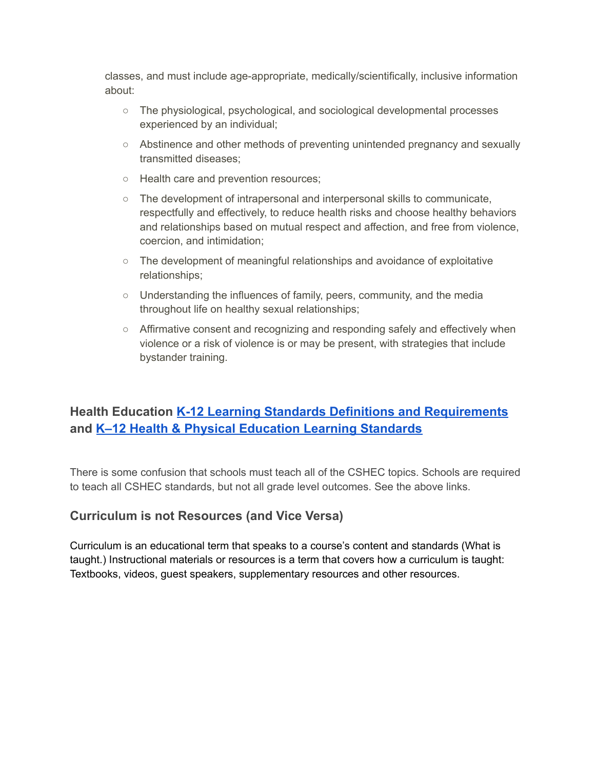classes, and must include age-appropriate, medically/scientifically, inclusive information about:

- The physiological, psychological, and sociological developmental processes experienced by an individual;
- Abstinence and other methods of preventing unintended pregnancy and sexually transmitted diseases;
- Health care and prevention resources;
- The development of intrapersonal and interpersonal skills to communicate, respectfully and effectively, to reduce health risks and choose healthy behaviors and relationships based on mutual respect and affection, and free from violence, coercion, and intimidation;
- The development of meaningful relationships and avoidance of exploitative relationships;
- Understanding the influences of family, peers, community, and the media throughout life on healthy sexual relationships;
- Affirmative consent and recognizing and responding safely and effectively when violence or a risk of violence is or may be present, with strategies that include bystander training.

### Health Education K-12 Learning Standards Definitions and Requirements and K–12 Health & Physical Education Learning Standards

There is some confusion that schools must teach all of the CSHEC topics. Schools are required to teach all CSHEC standards, but not all grade level outcomes. See the above links.

### Curriculum is not Resources (and Vice Versa)

Curriculum is an educational term that speaks to a course's content and standards (What is taught.) Instructional materials or resources is a term that covers how a curriculum is taught: Textbooks, videos, guest speakers, supplementary resources and other resources.